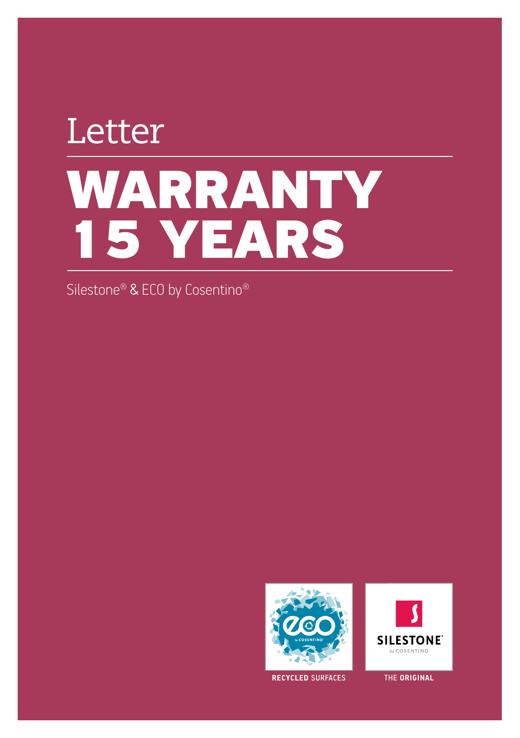Letter

# WARRANTY 15 YEARS

Silestone® & ECO by Cosentino®

RECYCLED SURFACES

THE ORIGINAL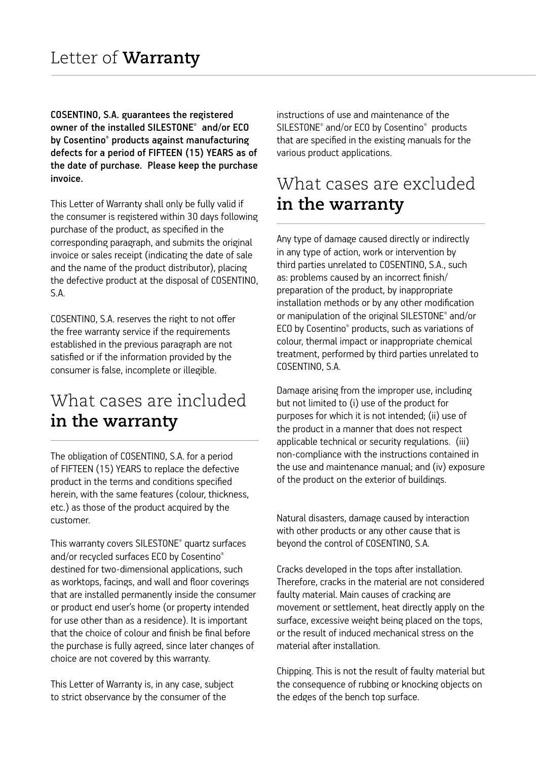# Letter of **Warranty**

**COSENTINO, S.A. guarantees the registered owner of the installed SILESTONE® and/or ECO by Cosentino® products against manufacturing defects for a period of FIFTEEN (15) YEARS as of the date of purchase. Please keep the purchase invoice.**

This Letter of Warranty shall only be fully valid if the consumer is registered within 30 days following purchase of the product, as specified in the corresponding paragraph, and submits the original invoice or sales receipt (indicating the date of sale and the name of the product distributor), placing the defective product at the disposal of COSENTINO, S.A.

COSENTINO, S.A. reserves the right to not offer the free warranty service if the requirements established in the previous paragraph are not satisfied or if the information provided by the consumer is false, incomplete or illegible.

## What cases are included **in the warranty**

The obligation of COSENTINO, S.A. for a period of FIFTEEN (15) YEARS to replace the defective product in the terms and conditions specified herein, with the same features (colour, thickness, etc.) as those of the product acquired by the customer.

This warranty covers SILESTONE® quartz surfaces and/or recycled surfaces ECO by Cosentino® destined for two-dimensional applications, such as worktops, facings, and wall and floor coverings that are installed permanently inside the consumer or product end user's home (or property intended for use other than as a residence). It is important that the choice of colour and finish be final before the purchase is fully agreed, since later changes of choice are not covered by this warranty.

This Letter of Warranty is, in any case, subject to strict observance by the consumer of the instructions of use and maintenance of the SILESTONE® and/or ECO by Cosentino® products that are specified in the existing manuals for the various product applications.

## What cases are excluded **in the warranty**

Any type of damage caused directly or indirectly in any type of action, work or intervention by third parties unrelated to COSENTINO, S.A., such as: problems caused by an incorrect finish/ preparation of the product, by inappropriate installation methods or by any other modification or manipulation of the original SILESTONE® and/or ECO by Cosentino® products, such as variations of colour, thermal impact or inappropriate chemical treatment, performed by third parties unrelated to COSENTINO, S.A.

Damage arising from the improper use, including but not limited to (i) use of the product for purposes for which it is not intended; (ii) use of the product in a manner that does not respect applicable technical or security regulations. (iii) non-compliance with the instructions contained in the use and maintenance manual; and (iv) exposure of the product on the exterior of buildings.

Natural disasters, damage caused by interaction with other products or any other cause that is beyond the control of COSENTINO, S.A.

Cracks developed in the tops after installation. Therefore, cracks in the material are not considered faulty material. Main causes of cracking are movement or settlement, heat directly apply on the surface, excessive weight being placed on the tops, or the result of induced mechanical stress on the material after installation.

Chipping. This is not the result of faulty material but the consequence of rubbing or knocking objects on the edges of the bench top surface.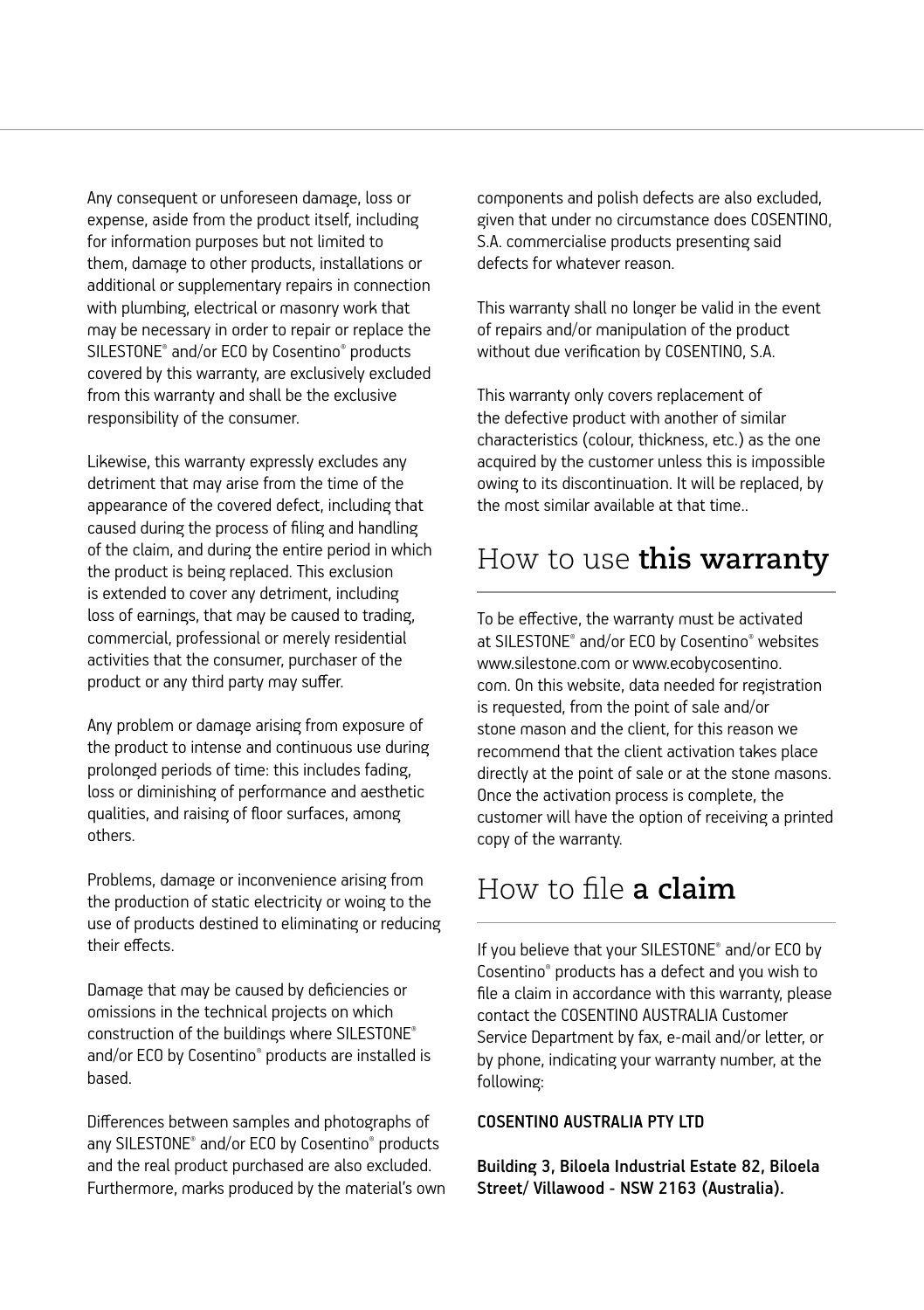Any consequent or unforeseen damage, loss or expense, aside from the product itself, including for information purposes but not limited to them, damage to other products, installations or additional or supplementary repairs in connection with plumbing, electrical or masonry work that may be necessary in order to repair or replace the SILESTONE® and/or ECO by Cosentino® products covered by this warranty, are exclusively excluded from this warranty and shall be the exclusive responsibility of the consumer.

Likewise, this warranty expressly excludes any detriment that may arise from the time of the appearance of the covered defect, including that caused during the process of filing and handling of the claim, and during the entire period in which the product is being replaced. This exclusion is extended to cover any detriment, including loss of earnings, that may be caused to trading, commercial, professional or merely residential activities that the consumer, purchaser of the product or any third party may suffer.

Any problem or damage arising from exposure of the product to intense and continuous use during prolonged periods of time: this includes fading, loss or diminishing of performance and aesthetic qualities, and raising of floor surfaces, among others.

Problems, damage or inconvenience arising from the production of static electricity or woing to the use of products destined to eliminating or reducing their effects.

Damage that may be caused by deficiencies or omissions in the technical projects on which construction of the buildings where SILESTONE® and/or ECO by Cosentino® products are installed is based.

Differences between samples and photographs of any SILESTONE® and/or ECO by Cosentino® products and the real product purchased are also excluded. Furthermore, marks produced by the material's own components and polish defects are also excluded, given that under no circumstance does COSENTINO, S.A. commercialise products presenting said defects for whatever reason.

This warranty shall no longer be valid in the event of repairs and/or manipulation of the product without due verification by COSENTINO, S.A.

This warranty only covers replacement of the defective product with another of similar characteristics (colour, thickness, etc.) as the one acquired by the customer unless this is impossible owing to its discontinuation. It will be replaced, by the most similar available at that time..

## How to use **this warranty**

To be effective, the warranty must be activated at SILESTONE® and/or ECO by Cosentino® websites www.silestone.com or www.ecobycosentino.com. On this website, data needed for registration is requested, from the point of sale and/or stone mason and the client, for this reason we recommend that the client activation takes place directly at the point of sale or at the stone masons. Once the activation process is complete, the customer will have the option of receiving a printed copy of the warranty.

## How to file **a claim**

If you believe that your SILESTONE® and/or ECO by Cosentino® products has a defect and you wish to file a claim in accordance with this warranty, please contact the COSENTINO AUSTRALIA Customer Service Department by fax, e-mail and/or letter, or by phone, indicating your warranty number, at the following:

**COSENTINO AUSTRALIA PTY LTD**

**Building 3, Biloela Industrial Estate 82, Biloela Street/ Villawood - NSW 2163 (Australia).**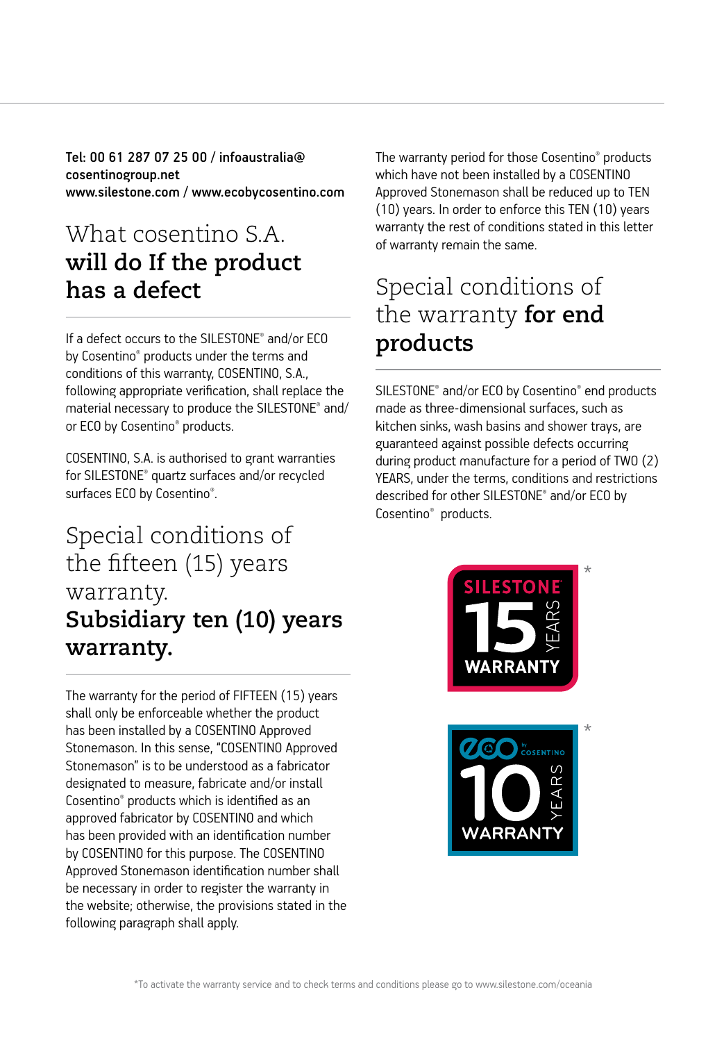**Tel: 00 61 287 07 25 00 / infoaustralia@cosentinogroup.net**
**www.silestone.com / www.ecobycosentino.com**

## What cosentino S.A. **will do If the product has a defect**

If a defect occurs to the SILESTONE® and/or ECO by Cosentino® products under the terms and conditions of this warranty, COSENTINO, S.A., following appropriate verification, shall replace the material necessary to produce the SILESTONE® and/or ECO by Cosentino® products.

COSENTINO, S.A. is authorised to grant warranties for SILESTONE® quartz surfaces and/or recycled surfaces ECO by Cosentino®.

## Special conditions of the fifteen (15) years warranty. **Subsidiary ten (10) years warranty.**

The warranty for the period of FIFTEEN (15) years shall only be enforceable whether the product has been installed by a COSENTINO Approved Stonemason. In this sense, "COSENTINO Approved Stonemason" is to be understood as a fabricator designated to measure, fabricate and/or install Cosentino® products which is identified as an approved fabricator by COSENTINO and which has been provided with an identification number by COSENTINO for this purpose. The COSENTINO Approved Stonemason identification number shall be necessary in order to register the warranty in the website; otherwise, the provisions stated in the following paragraph shall apply.

The warranty period for those Cosentino® products which have not been installed by a COSENTINO Approved Stonemason shall be reduced up to TEN (10) years. In order to enforce this TEN (10) years warranty the rest of conditions stated in this letter of warranty remain the same.

## Special conditions of the warranty **for end products**

SILESTONE® and/or ECO by Cosentino® end products made as three-dimensional surfaces, such as kitchen sinks, wash basins and shower trays, are guaranteed against possible defects occurring during product manufacture for a period of TWO (2) YEARS, under the terms, conditions and restrictions described for other SILESTONE® and/or ECO by Cosentino® products.

SILESTONE® 15 YEARS WARRANTY*

ECO by COSENTINO 10 YEARS WARRANTY*

*To activate the warranty service and to check terms and conditions please go to www.silestone.com/oceania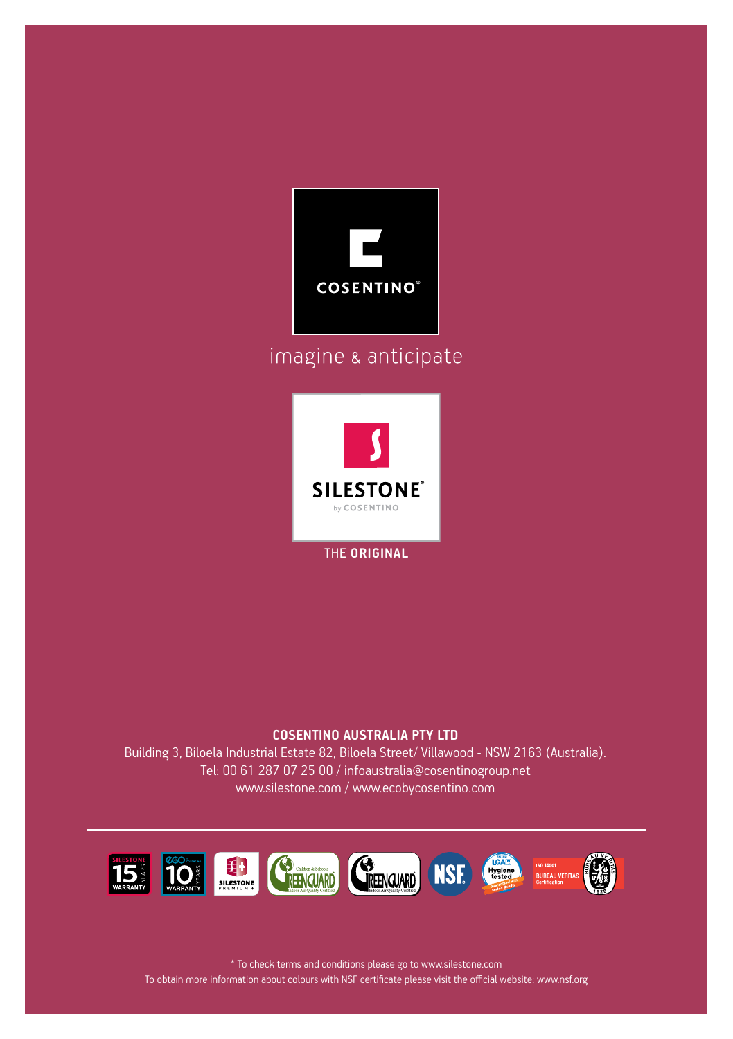COSENTINO

imagine & anticipate

SILESTONE
by COSENTINO

THE **ORIGINAL**

**COSENTINO AUSTRALIA PTY LTD**

Building 3, Biloela Industrial Estate 82, Biloela Street/ Villawood - NSW 2163 (Australia).
Tel: 00 61 287 07 25 00 / infoaustralia@cosentinogroup.net
www.silestone.com / www.ecobycosentino.com

* To check terms and conditions please go to www.silestone.com
To obtain more information about colours with NSF certificate please visit the official website: www.nsf.org